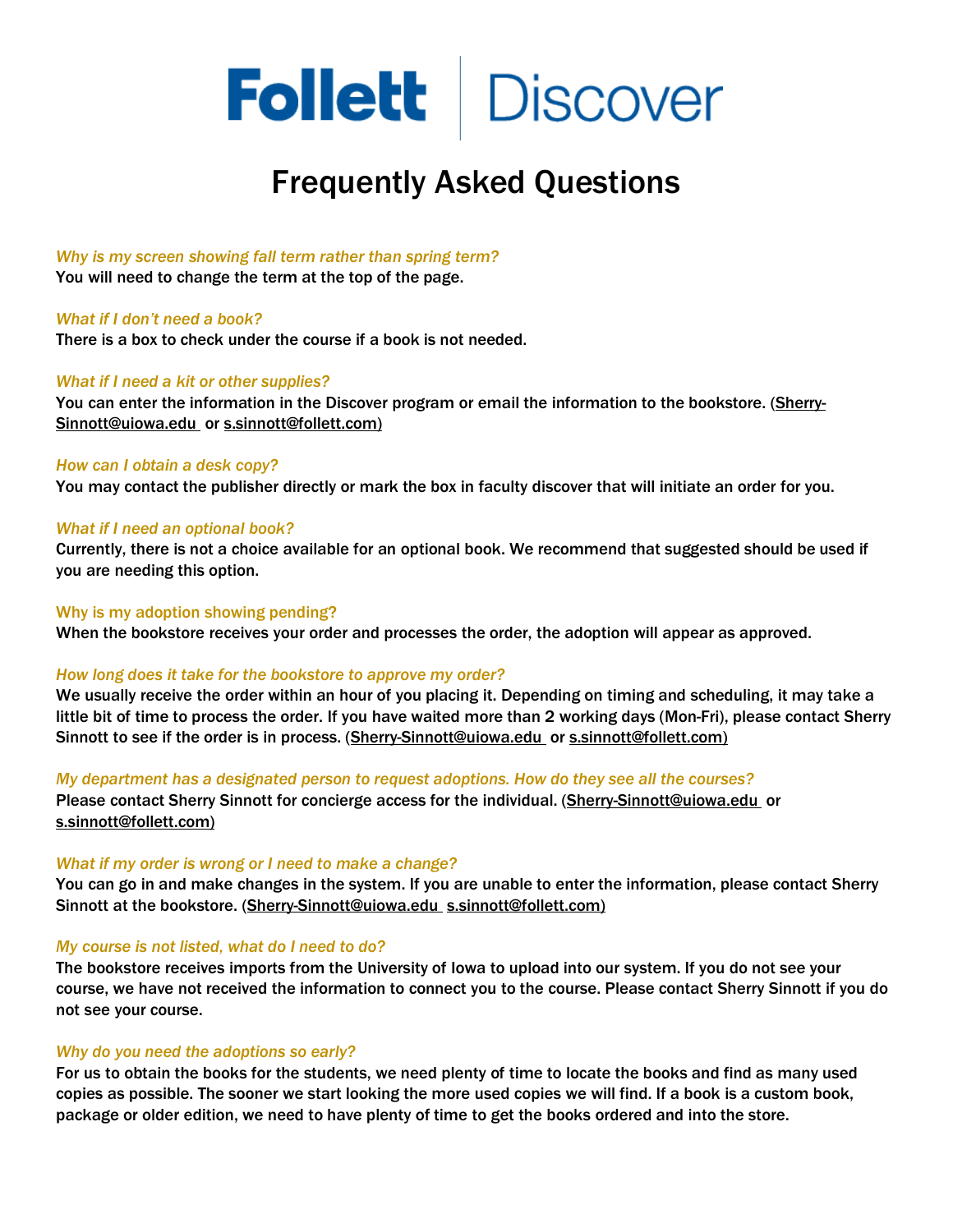# Follett | Discover

# Frequently Asked Questions

*Why is my screen showing fall term rather than spring term?*

You will need to change the term at the top of the page.

*What if I don't need a book?*

There is a box to check under the course if a book is not needed.

*What if I need a kit or other supplies?*

You can enter the information in the Discover program or email the information to the bookstore. (Sherry-Sinnott@uiowa.edu or s.sinnott@follett.com)

*How can I obtain a desk copy?*

You may contact the publisher directly or mark the box in faculty discover that will initiate an order for you.

*What if I need an optional book?*

Currently, there is not a choice available for an optional book. We recommend that suggested should be used if you are needing this option.

Why is my adoption showing pending?

When the bookstore receives your order and processes the order, the adoption will appear as approved.

*How long does it take for the bookstore to approve my order?*

We usually receive the order within an hour of you placing it. Depending on timing and scheduling, it may take a little bit of time to process the order. If you have waited more than 2 working days (Mon-Fri), please contact Sherry Sinnott to see if the order is in process. (Sherry-Sinnott@uiowa.edu or s.sinnott@follett.com)

*My department has a designated person to request adoptions. How do they see all the courses?*

Please contact Sherry Sinnott for concierge access for the individual. (Sherry-Sinnott@uiowa.edu or s.sinnott@follett.com)

*What if my order is wrong or I need to make a change?*

You can go in and make changes in the system. If you are unable to enter the information, please contact Sherry Sinnott at the bookstore. (Sherry-Sinnott@uiowa.edu s.sinnott@follett.com)

*My course is not listed, what do I need to do?*

The bookstore receives imports from the University of Iowa to upload into our system. If you do not see your course, we have not received the information to connect you to the course. Please contact Sherry Sinnott if you do not see your course.

*Why do you need the adoptions so early?*

For us to obtain the books for the students, we need plenty of time to locate the books and find as many used copies as possible. The sooner we start looking the more used copies we will find. If a book is a custom book, package or older edition, we need to have plenty of time to get the books ordered and into the store.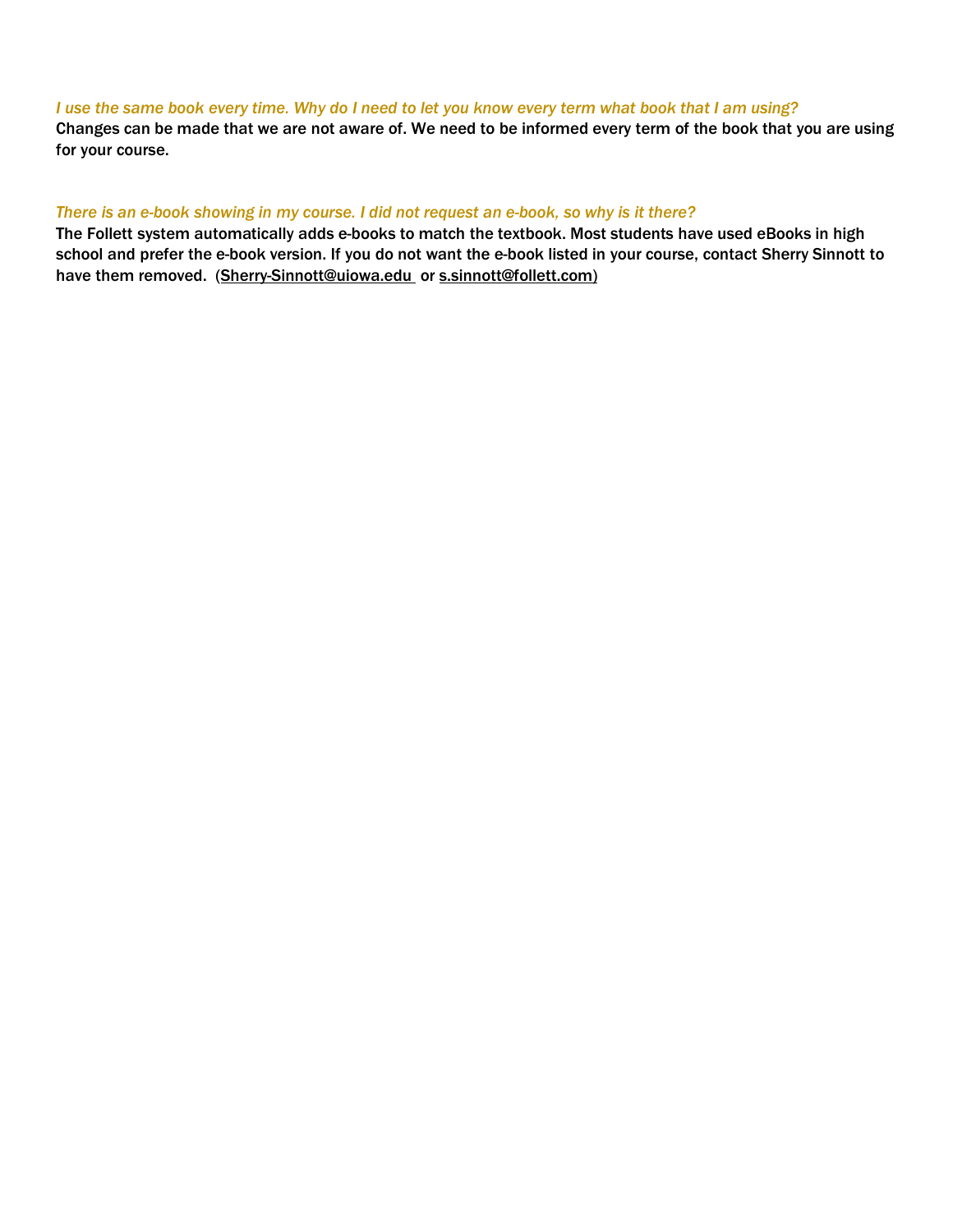*I use the same book every time. Why do I need to let you know every term what book that I am using?*

Changes can be made that we are not aware of. We need to be informed every term of the book that you are using for your course.

*There is an e-book showing in my course. I did not request an e-book, so why is it there?*

The Follett system automatically adds e-books to match the textbook. Most students have used eBooks in high school and prefer the e-book version. If you do not want the e-book listed in your course, contact Sherry Sinnott to have them removed. (Sherry-Sinnott@uiowa.edu or s.sinnott@follett.com)